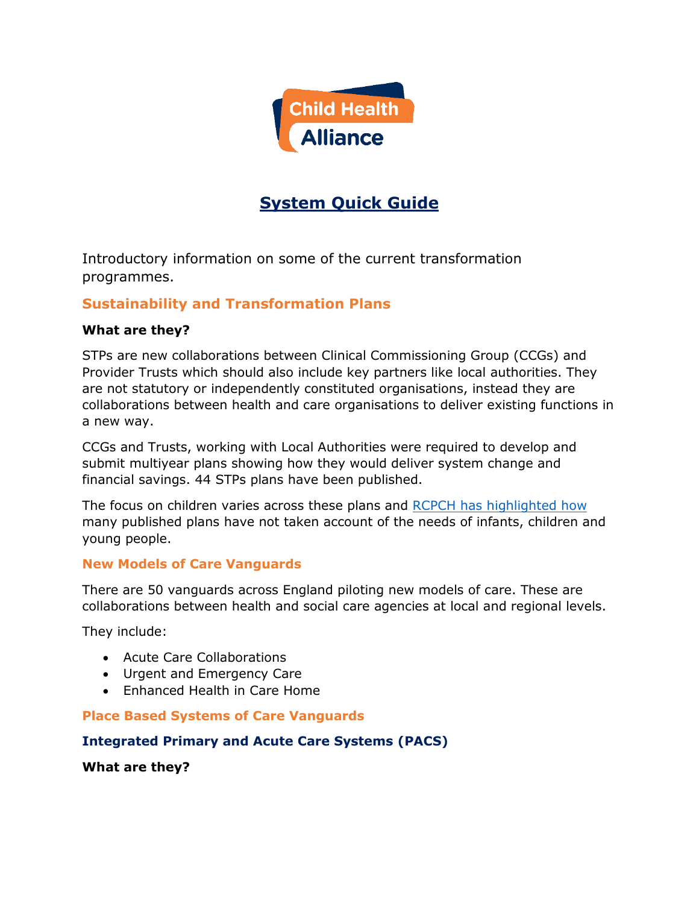Child Health Alliance

# System Quick Guide

Introductory information on some of the current transformation programmes.

## Sustainability and Transformation Plans

**What are they?**

STPs are new collaborations between Clinical Commissioning Group (CCGs) and Provider Trusts which should also include key partners like local authorities. They are not statutory or independently constituted organisations, instead they are collaborations between health and care organisations to deliver existing functions in a new way.

CCGs and Trusts, working with Local Authorities were required to develop and submit multiyear plans showing how they would deliver system change and financial savings. 44 STPs plans have been published.

The focus on children varies across these plans and RCPCH has highlighted how many published plans have not taken account of the needs of infants, children and young people.

### New Models of Care Vanguards

There are 50 vanguards across England piloting new models of care. These are collaborations between health and social care agencies at local and regional levels.

They include:

- Acute Care Collaborations
- Urgent and Emergency Care
- Enhanced Health in Care Home

### Place Based Systems of Care Vanguards

### Integrated Primary and Acute Care Systems (PACS)

**What are they?**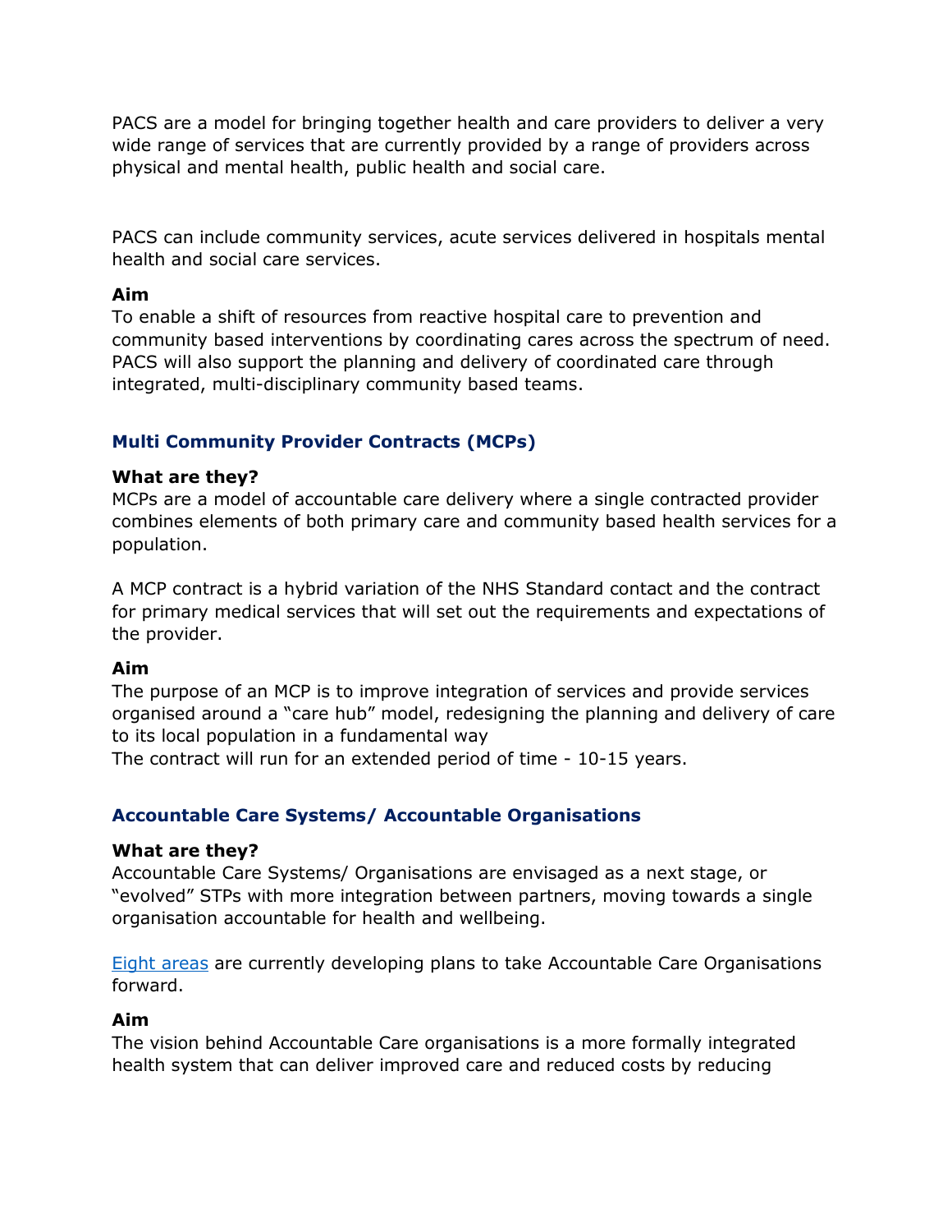PACS are a model for bringing together health and care providers to deliver a very wide range of services that are currently provided by a range of providers across physical and mental health, public health and social care.

PACS can include community services, acute services delivered in hospitals mental health and social care services.

**Aim**
To enable a shift of resources from reactive hospital care to prevention and community based interventions by coordinating cares across the spectrum of need. PACS will also support the planning and delivery of coordinated care through integrated, multi-disciplinary community based teams.

### Multi Community Provider Contracts (MCPs)

**What are they?**
MCPs are a model of accountable care delivery where a single contracted provider combines elements of both primary care and community based health services for a population.

A MCP contract is a hybrid variation of the NHS Standard contact and the contract for primary medical services that will set out the requirements and expectations of the provider.

**Aim**
The purpose of an MCP is to improve integration of services and provide services organised around a "care hub" model, redesigning the planning and delivery of care to its local population in a fundamental way
The contract will run for an extended period of time - 10-15 years.

### Accountable Care Systems/ Accountable Organisations

**What are they?**
Accountable Care Systems/ Organisations are envisaged as a next stage, or "evolved" STPs with more integration between partners, moving towards a single organisation accountable for health and wellbeing.

Eight areas are currently developing plans to take Accountable Care Organisations forward.

**Aim**
The vision behind Accountable Care organisations is a more formally integrated health system that can deliver improved care and reduced costs by reducing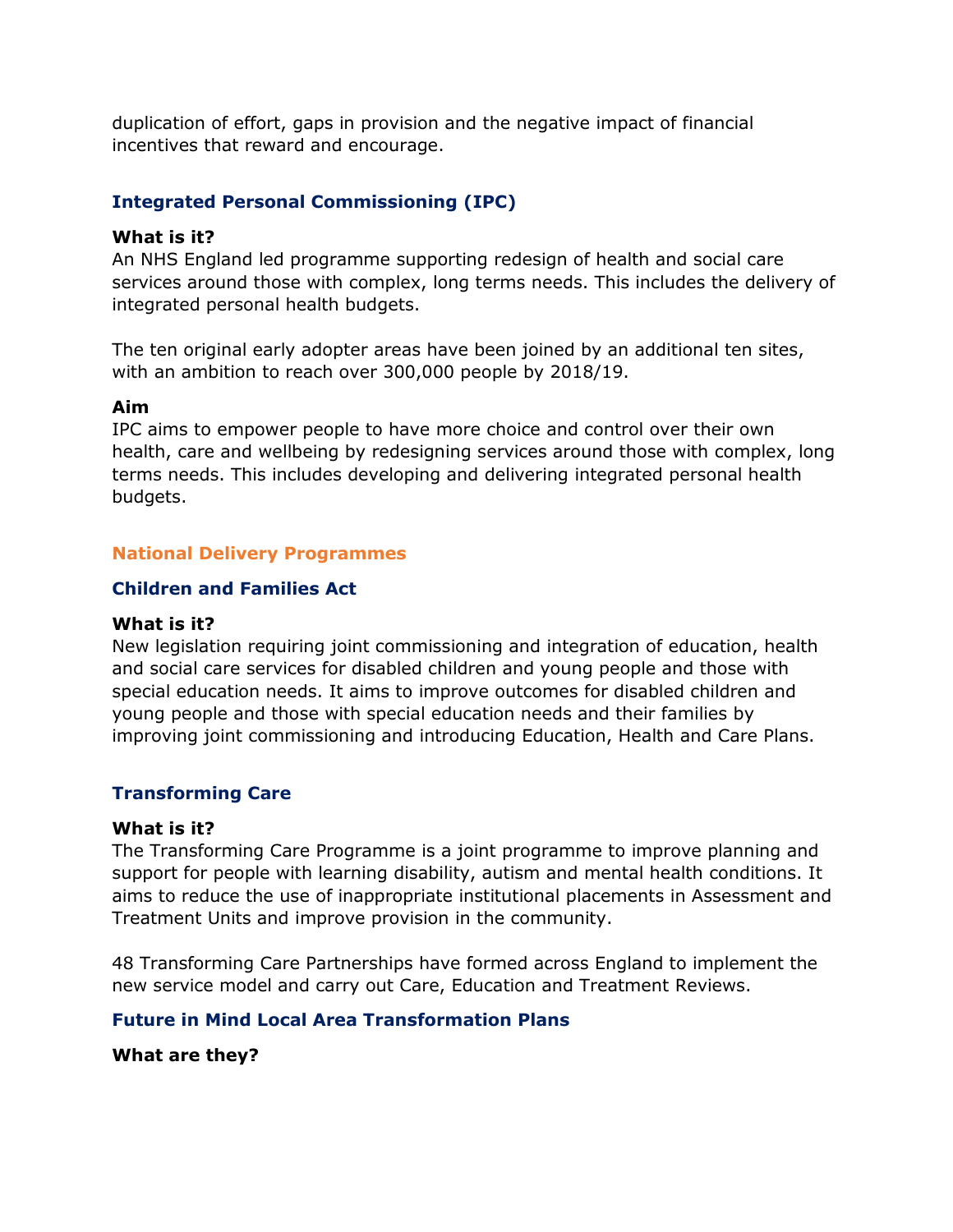duplication of effort, gaps in provision and the negative impact of financial incentives that reward and encourage.

### Integrated Personal Commissioning (IPC)

**What is it?**
An NHS England led programme supporting redesign of health and social care services around those with complex, long terms needs. This includes the delivery of integrated personal health budgets.

The ten original early adopter areas have been joined by an additional ten sites, with an ambition to reach over 300,000 people by 2018/19.

**Aim**
IPC aims to empower people to have more choice and control over their own health, care and wellbeing by redesigning services around those with complex, long terms needs. This includes developing and delivering integrated personal health budgets.

## National Delivery Programmes

### Children and Families Act

**What is it?**
New legislation requiring joint commissioning and integration of education, health and social care services for disabled children and young people and those with special education needs. It aims to improve outcomes for disabled children and young people and those with special education needs and their families by improving joint commissioning and introducing Education, Health and Care Plans.

### Transforming Care

**What is it?**
The Transforming Care Programme is a joint programme to improve planning and support for people with learning disability, autism and mental health conditions. It aims to reduce the use of inappropriate institutional placements in Assessment and Treatment Units and improve provision in the community.

48 Transforming Care Partnerships have formed across England to implement the new service model and carry out Care, Education and Treatment Reviews.

### Future in Mind Local Area Transformation Plans

**What are they?**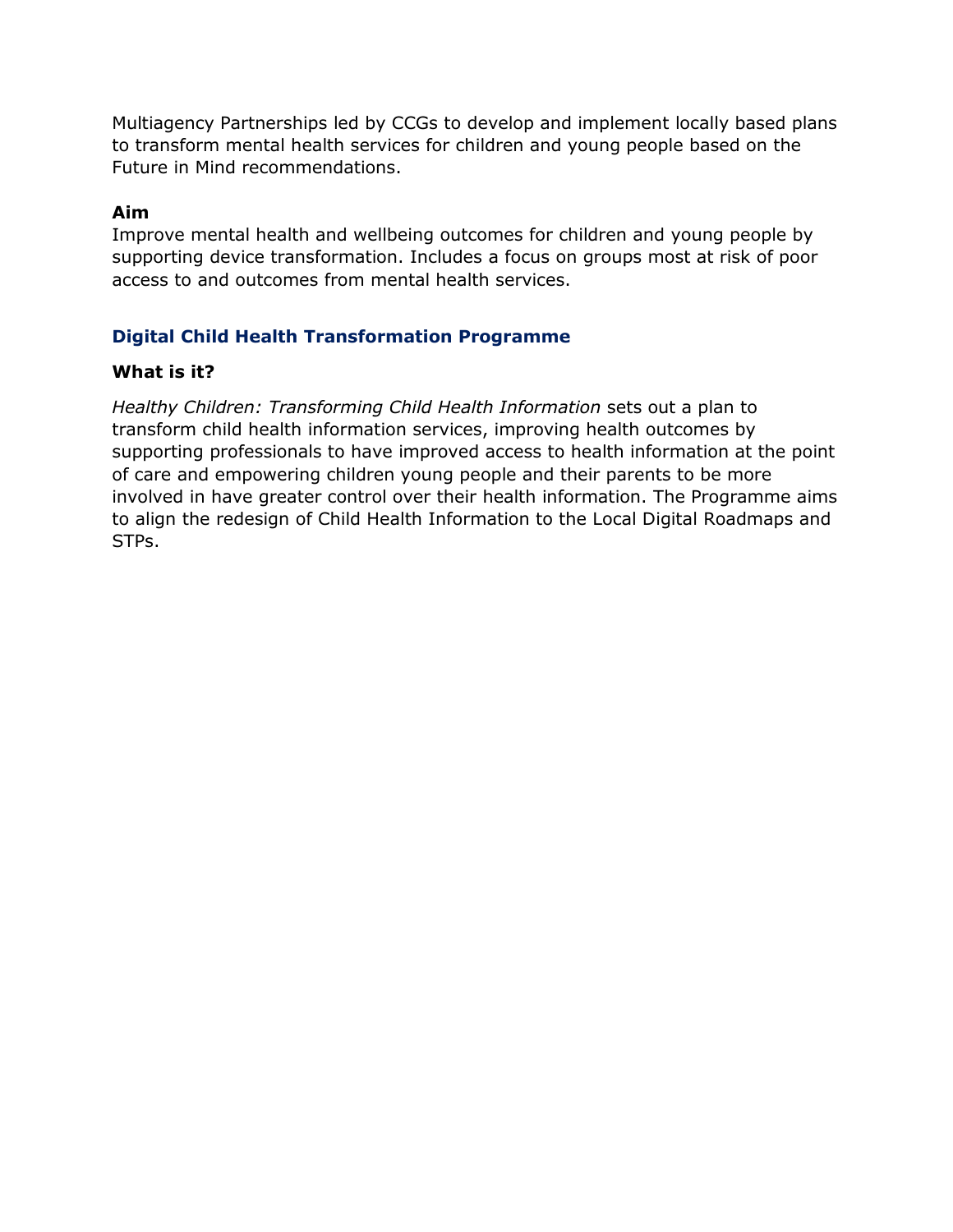Multiagency Partnerships led by CCGs to develop and implement locally based plans to transform mental health services for children and young people based on the Future in Mind recommendations.

**Aim**
Improve mental health and wellbeing outcomes for children and young people by supporting device transformation. Includes a focus on groups most at risk of poor access to and outcomes from mental health services.

### Digital Child Health Transformation Programme

**What is it?**

*Healthy Children: Transforming Child Health Information* sets out a plan to transform child health information services, improving health outcomes by supporting professionals to have improved access to health information at the point of care and empowering children young people and their parents to be more involved in have greater control over their health information. The Programme aims to align the redesign of Child Health Information to the Local Digital Roadmaps and STPs.